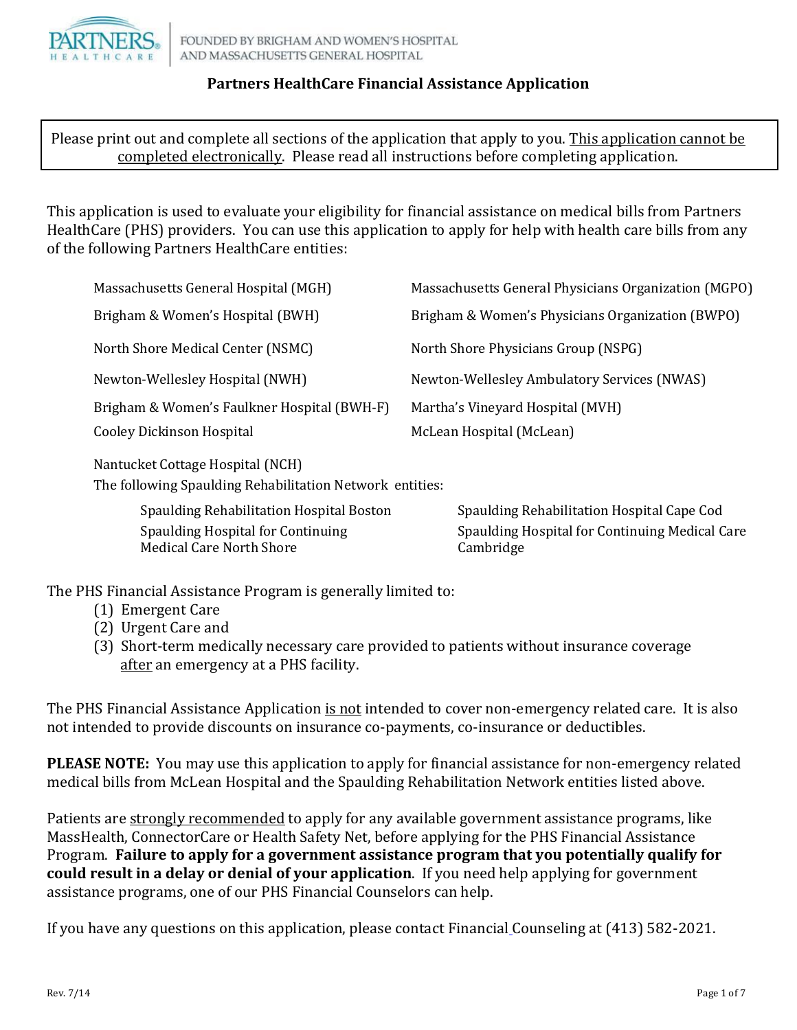PARTNERS HEALTHCARE | FOUNDED BY BRIGHAM AND WOMEN'S HOSPITAL AND MASSACHUSETTS GENERAL HOSPITAL

# Partners HealthCare Financial Assistance Application

Please print out and complete all sections of the application that apply to you. This application cannot be completed electronically. Please read all instructions before completing application.

This application is used to evaluate your eligibility for financial assistance on medical bills from Partners HealthCare (PHS) providers. You can use this application to apply for help with health care bills from any of the following Partners HealthCare entities:

- Massachusetts General Hospital (MGH)
- Massachusetts General Physicians Organization (MGPO)
- Brigham & Women's Hospital (BWH)
- Brigham & Women's Physicians Organization (BWPO)
- North Shore Medical Center (NSMC)
- North Shore Physicians Group (NSPG)
- Newton-Wellesley Hospital (NWH)
- Newton-Wellesley Ambulatory Services (NWAS)
- Brigham & Women's Faulkner Hospital (BWH-F)
- Martha's Vineyard Hospital (MVH)
- Cooley Dickinson Hospital
- McLean Hospital (McLean)
- Nantucket Cottage Hospital (NCH)

The following Spaulding Rehabilitation Network entities:

- Spaulding Rehabilitation Hospital Boston
- Spaulding Rehabilitation Hospital Cape Cod
- Spaulding Hospital for Continuing Medical Care North Shore
- Spaulding Hospital for Continuing Medical Care Cambridge

The PHS Financial Assistance Program is generally limited to:

1. Emergent Care
2. Urgent Care and
3. Short-term medically necessary care provided to patients without insurance coverage after an emergency at a PHS facility.

The PHS Financial Assistance Application is not intended to cover non-emergency related care. It is also not intended to provide discounts on insurance co-payments, co-insurance or deductibles.

**PLEASE NOTE:** You may use this application to apply for financial assistance for non-emergency related medical bills from McLean Hospital and the Spaulding Rehabilitation Network entities listed above.

Patients are strongly recommended to apply for any available government assistance programs, like MassHealth, ConnectorCare or Health Safety Net, before applying for the PHS Financial Assistance Program. **Failure to apply for a government assistance program that you potentially qualify for could result in a delay or denial of your application**. If you need help applying for government assistance programs, one of our PHS Financial Counselors can help.

If you have any questions on this application, please contact Financial Counseling at (413) 582-2021.

Rev. 7/14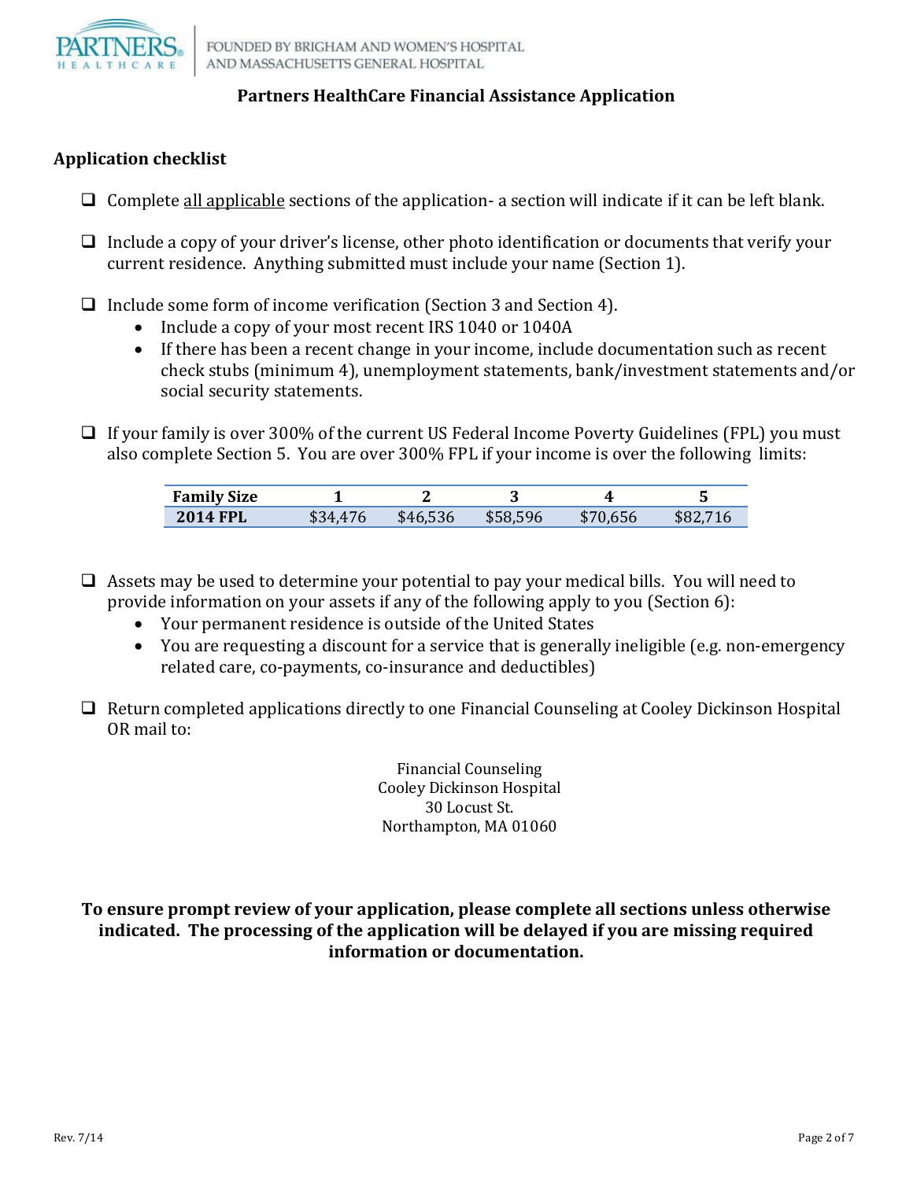## Partners HealthCare Financial Assistance Application

### Application checklist

- ☐ Complete <u>all applicable</u> sections of the application- a section will indicate if it can be left blank.

- ☐ Include a copy of your driver's license, other photo identification or documents that verify your current residence. Anything submitted must include your name (Section 1).

- ☐ Include some form of income verification (Section 3 and Section 4).
  - Include a copy of your most recent IRS 1040 or 1040A
  - If there has been a recent change in your income, include documentation such as recent check stubs (minimum 4), unemployment statements, bank/investment statements and/or social security statements.

- ☐ If your family is over 300% of the current US Federal Income Poverty Guidelines (FPL) you must also complete Section 5. You are over 300% FPL if your income is over the following limits:

| Family Size | 1 | 2 | 3 | 4 | 5 |
|---|---|---|---|---|---|
| **2014 FPL** | $34,476 | $46,536 | $58,596 | $70,656 | $82,716 |

- ☐ Assets may be used to determine your potential to pay your medical bills. You will need to provide information on your assets if any of the following apply to you (Section 6):
  - Your permanent residence is outside of the United States
  - You are requesting a discount for a service that is generally ineligible (e.g. non-emergency related care, co-payments, co-insurance and deductibles)

- ☐ Return completed applications directly to one Financial Counseling at Cooley Dickinson Hospital OR mail to:

Financial Counseling
Cooley Dickinson Hospital
30 Locust St.
Northampton, MA 01060

**To ensure prompt review of your application, please complete all sections unless otherwise indicated. The processing of the application will be delayed if you are missing required information or documentation.**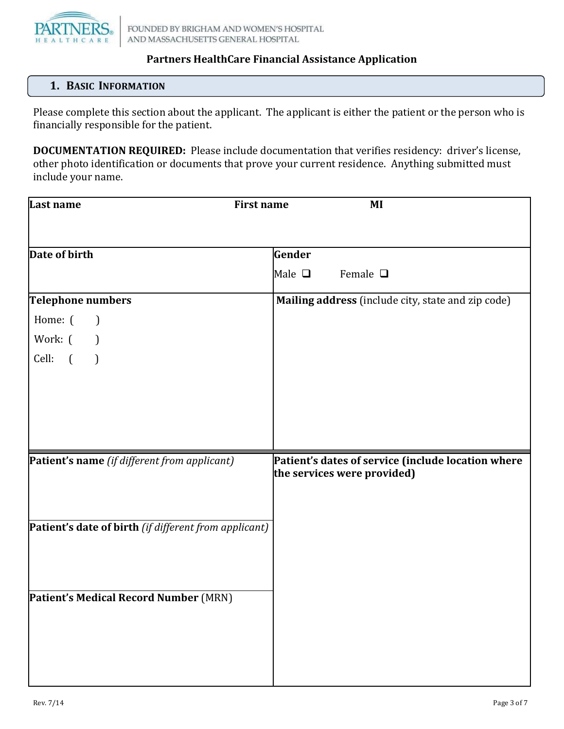Partners HealthCare | FOUNDED BY BRIGHAM AND WOMEN'S HOSPITAL AND MASSACHUSETTS GENERAL HOSPITAL

**Partners HealthCare Financial Assistance Application**

## 1. Basic Information

Please complete this section about the applicant. The applicant is either the patient or the person who is financially responsible for the patient.

**DOCUMENTATION REQUIRED:** Please include documentation that verifies residency: driver's license, other photo identification or documents that prove your current residence. Anything submitted must include your name.

| **Last name** &nbsp;&nbsp;&nbsp; **First name** &nbsp;&nbsp;&nbsp; **MI** | |
|---|---|
| **Date of birth** | **Gender**<br>Male ❑ &nbsp;&nbsp; Female ❑ |
| **Telephone numbers**<br>Home: (&nbsp;&nbsp;&nbsp;)<br>Work: (&nbsp;&nbsp;&nbsp;)<br>Cell: (&nbsp;&nbsp;&nbsp;) | **Mailing address** (include city, state and zip code) |
| **Patient's name** *(if different from applicant)* | **Patient's dates of service (include location where the services were provided)** |
| **Patient's date of birth** *(if different from applicant)* | |
| **Patient's Medical Record Number** (MRN) | |

Rev. 7/14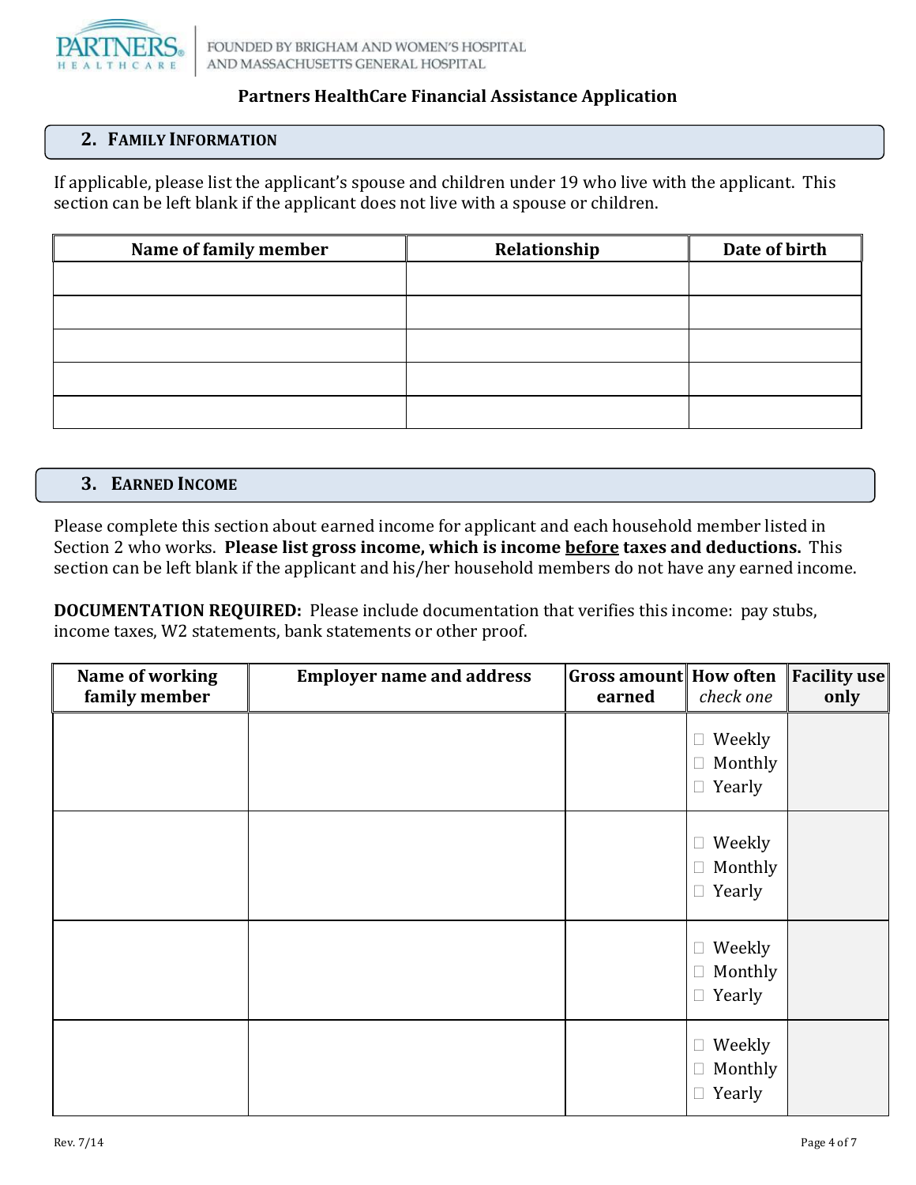# Partners HealthCare Financial Assistance Application

## 2. Family Information

If applicable, please list the applicant's spouse and children under 19 who live with the applicant. This section can be left blank if the applicant does not live with a spouse or children.

| Name of family member | Relationship | Date of birth |
| --- | --- | --- |
| | | |
| | | |
| | | |
| | | |
| | | |

## 3. Earned Income

Please complete this section about earned income for applicant and each household member listed in Section 2 who works. **Please list gross income, which is income <u>before</u> taxes and deductions.** This section can be left blank if the applicant and his/her household members do not have any earned income.

**DOCUMENTATION REQUIRED:** Please include documentation that verifies this income: pay stubs, income taxes, W2 statements, bank statements or other proof.

| Name of working family member | Employer name and address | Gross amount earned | How often *check one* | Facility use only |
| --- | --- | --- | --- | --- |
| | | | ☐ Weekly<br>☐ Monthly<br>☐ Yearly | |
| | | | ☐ Weekly<br>☐ Monthly<br>☐ Yearly | |
| | | | ☐ Weekly<br>☐ Monthly<br>☐ Yearly | |
| | | | ☐ Weekly<br>☐ Monthly<br>☐ Yearly | |

Rev. 7/14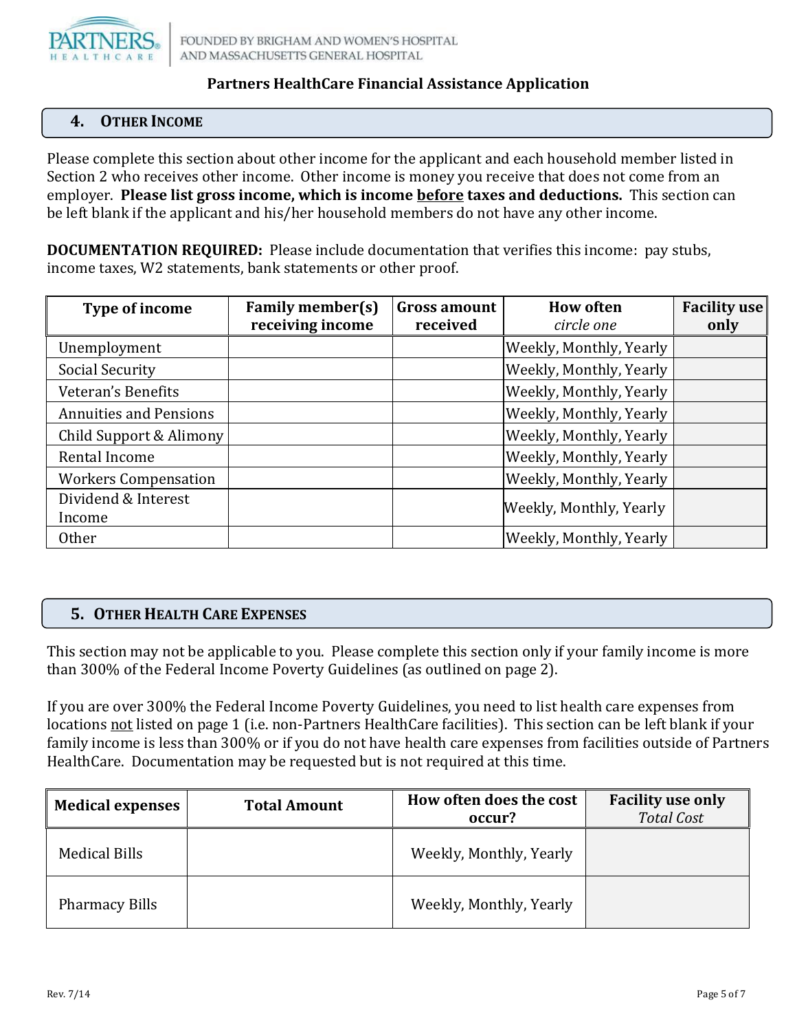**Partners HealthCare Financial Assistance Application**

## 4. Other Income

Please complete this section about other income for the applicant and each household member listed in Section 2 who receives other income. Other income is money you receive that does not come from an employer. **Please list gross income, which is income <u>before</u> taxes and deductions.** This section can be left blank if the applicant and his/her household members do not have any other income.

**DOCUMENTATION REQUIRED:** Please include documentation that verifies this income: pay stubs, income taxes, W2 statements, bank statements or other proof.

| Type of income | Family member(s) receiving income | Gross amount received | How often *circle one* | Facility use only |
|---|---|---|---|---|
| Unemployment | | | Weekly, Monthly, Yearly | |
| Social Security | | | Weekly, Monthly, Yearly | |
| Veteran's Benefits | | | Weekly, Monthly, Yearly | |
| Annuities and Pensions | | | Weekly, Monthly, Yearly | |
| Child Support & Alimony | | | Weekly, Monthly, Yearly | |
| Rental Income | | | Weekly, Monthly, Yearly | |
| Workers Compensation | | | Weekly, Monthly, Yearly | |
| Dividend & Interest Income | | | Weekly, Monthly, Yearly | |
| Other | | | Weekly, Monthly, Yearly | |

## 5. Other Health Care Expenses

This section may not be applicable to you. Please complete this section only if your family income is more than 300% of the Federal Income Poverty Guidelines (as outlined on page 2).

If you are over 300% the Federal Income Poverty Guidelines, you need to list health care expenses from locations <u>not</u> listed on page 1 (i.e. non-Partners HealthCare facilities). This section can be left blank if your family income is less than 300% or if you do not have health care expenses from facilities outside of Partners HealthCare. Documentation may be requested but is not required at this time.

| Medical expenses | Total Amount | How often does the cost occur? | Facility use only *Total Cost* |
|---|---|---|---|
| Medical Bills | | Weekly, Monthly, Yearly | |
| Pharmacy Bills | | Weekly, Monthly, Yearly | |

Rev. 7/14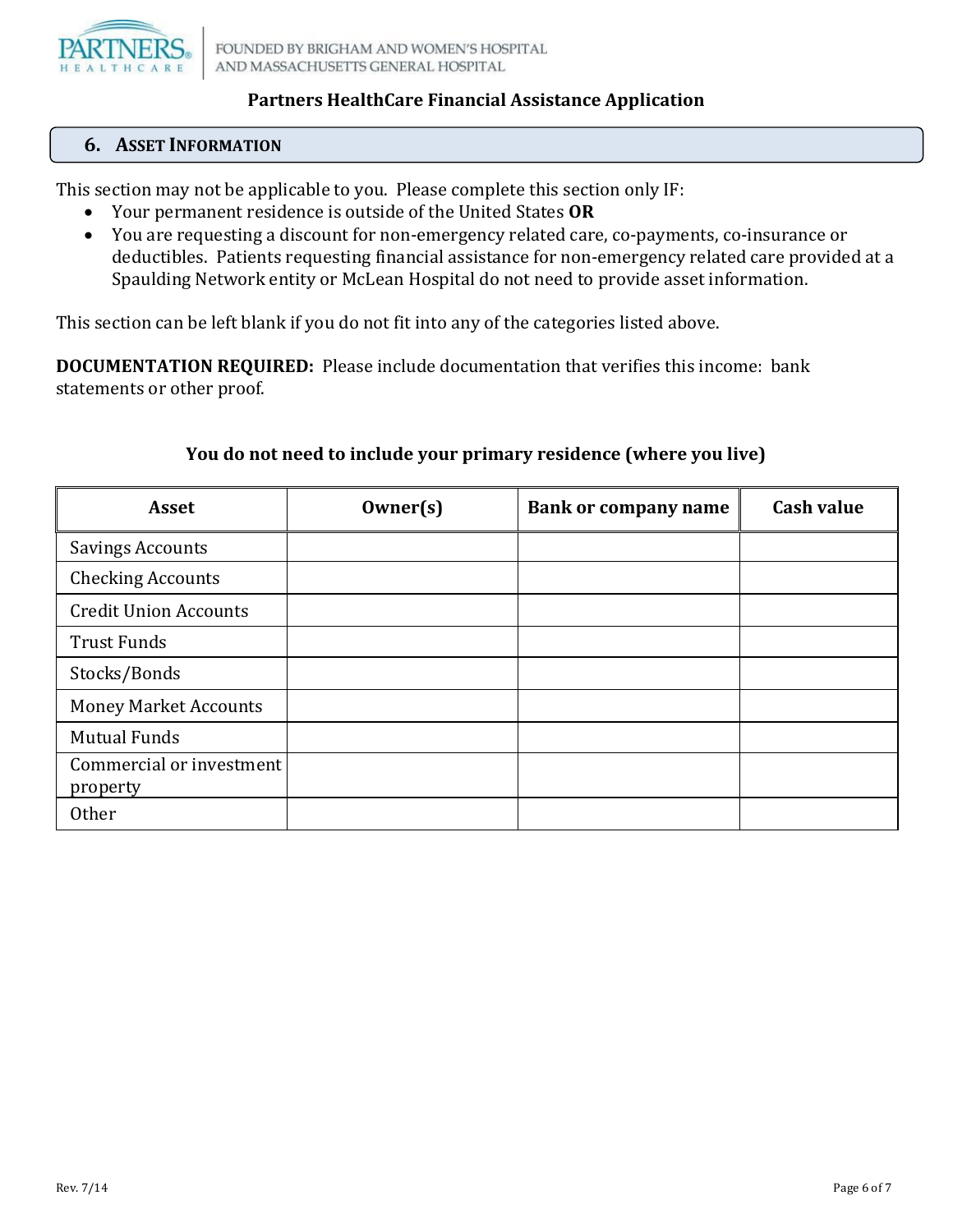## Partners HealthCare Financial Assistance Application

### 6. Asset Information

This section may not be applicable to you. Please complete this section only IF:

- Your permanent residence is outside of the United States **OR**
- You are requesting a discount for non-emergency related care, co-payments, co-insurance or deductibles. Patients requesting financial assistance for non-emergency related care provided at a Spaulding Network entity or McLean Hospital do not need to provide asset information.

This section can be left blank if you do not fit into any of the categories listed above.

**DOCUMENTATION REQUIRED:** Please include documentation that verifies this income: bank statements or other proof.

**You do not need to include your primary residence (where you live)**

| Asset | Owner(s) | Bank or company name | Cash value |
|---|---|---|---|
| Savings Accounts | | | |
| Checking Accounts | | | |
| Credit Union Accounts | | | |
| Trust Funds | | | |
| Stocks/Bonds | | | |
| Money Market Accounts | | | |
| Mutual Funds | | | |
| Commercial or investment property | | | |
| Other | | | |

Rev. 7/14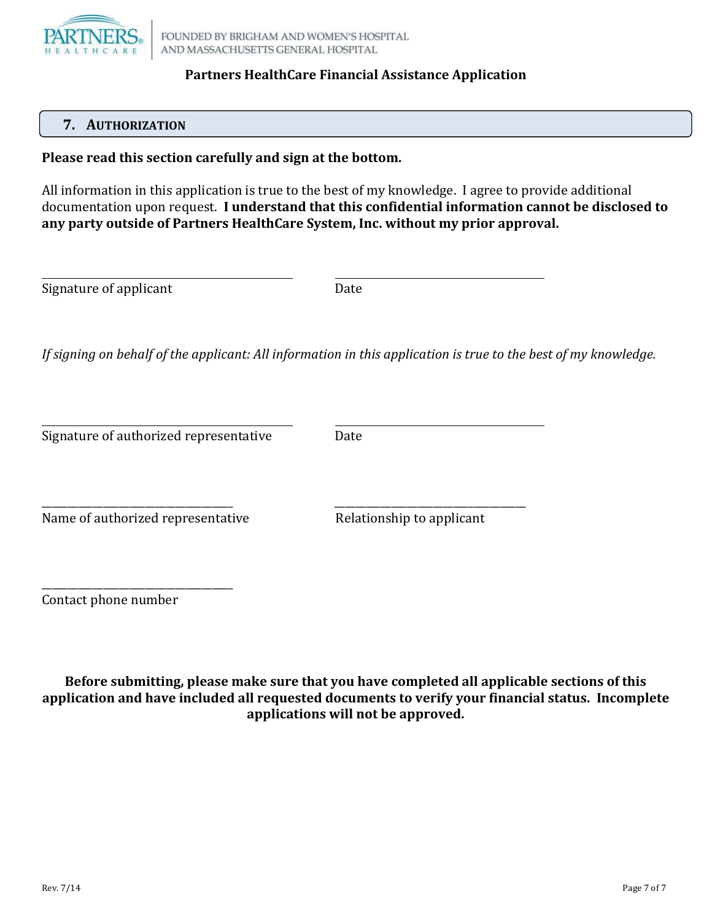## Partners HealthCare Financial Assistance Application

### 7. AUTHORIZATION

**Please read this section carefully and sign at the bottom.**

All information in this application is true to the best of my knowledge. I agree to provide additional documentation upon request. **I understand that this confidential information cannot be disclosed to any party outside of Partners HealthCare System, Inc. without my prior approval.**

_______________________________ _______________________________

Signature of applicant Date

*If signing on behalf of the applicant: All information in this application is true to the best of my knowledge.*

_______________________________ _______________________________

Signature of authorized representative Date

_______________________________ _______________________________

Name of authorized representative Relationship to applicant

_______________________________

Contact phone number

**Before submitting, please make sure that you have completed all applicable sections of this application and have included all requested documents to verify your financial status. Incomplete applications will not be approved.**

Rev. 7/14